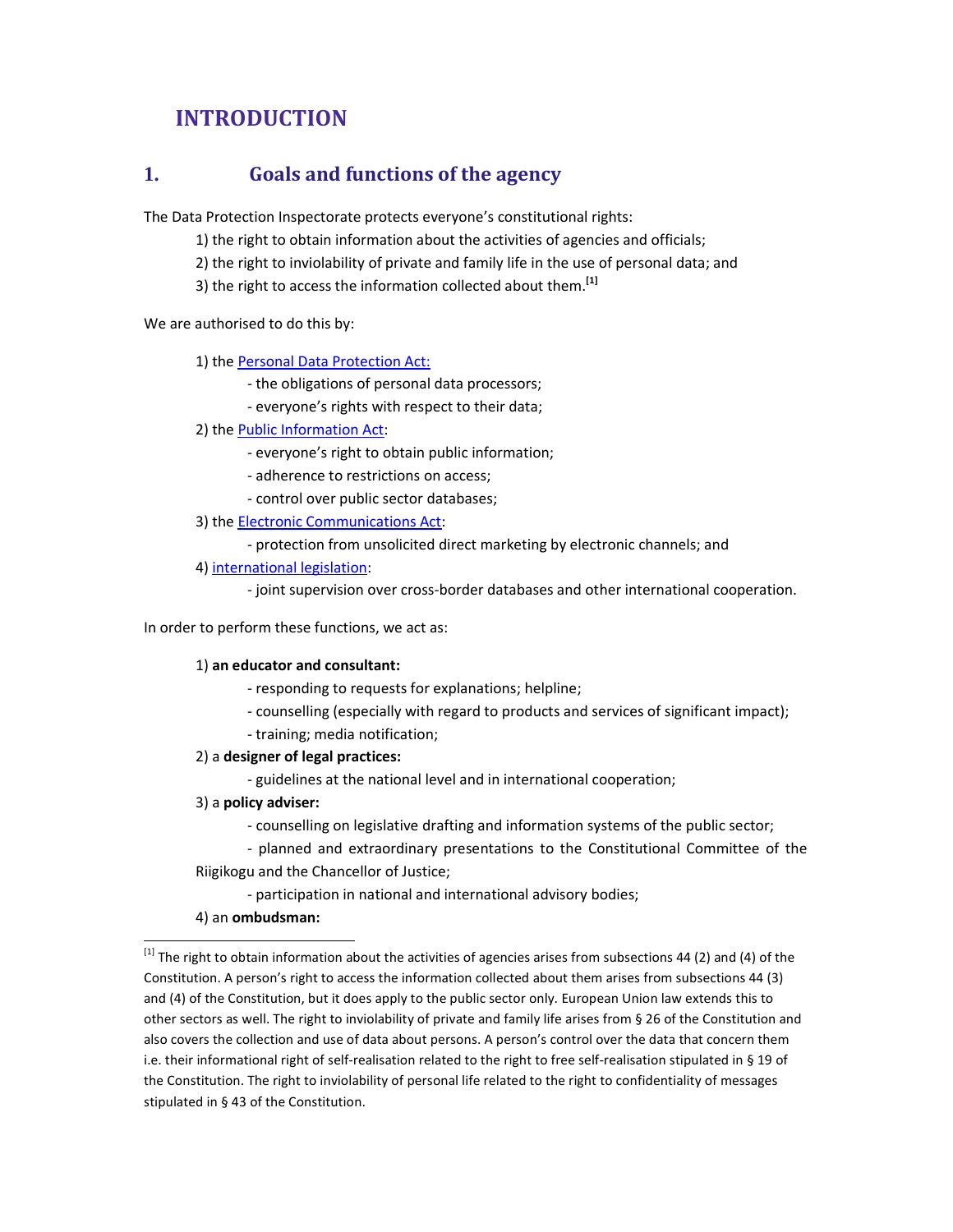# INTRODUCTION

## 1. Goals and functions of the agency

The Data Protection Inspectorate protects everyone's constitutional rights:

1) the right to obtain information about the activities of agencies and officials;

2) the right to inviolability of private and family life in the use of personal data; and

3) the right to access the information collected about them.[1]

We are authorised to do this by:

1) the Personal Data Protection Act:
   - the obligations of personal data processors;
   - everyone's rights with respect to their data;

2) the Public Information Act:
   - everyone's right to obtain public information;
   - adherence to restrictions on access;
   - control over public sector databases;

3) the Electronic Communications Act:
   - protection from unsolicited direct marketing by electronic channels; and

4) international legislation:
   - joint supervision over cross-border databases and other international cooperation.

In order to perform these functions, we act as:

1) **an educator and consultant:**
   - responding to requests for explanations; helpline;
   - counselling (especially with regard to products and services of significant impact);
   - training; media notification;

2) a **designer of legal practices:**
   - guidelines at the national level and in international cooperation;

3) a **policy adviser:**
   - counselling on legislative drafting and information systems of the public sector;
   - planned and extraordinary presentations to the Constitutional Committee of the Riigikogu and the Chancellor of Justice;
   - participation in national and international advisory bodies;

4) an **ombudsman:**

---

[1] The right to obtain information about the activities of agencies arises from subsections 44 (2) and (4) of the Constitution. A person's right to access the information collected about them arises from subsections 44 (3) and (4) of the Constitution, but it does apply to the public sector only. European Union law extends this to other sectors as well. The right to inviolability of private and family life arises from § 26 of the Constitution and also covers the collection and use of data about persons. A person's control over the data that concern them i.e. their informational right of self-realisation related to the right to free self-realisation stipulated in § 19 of the Constitution. The right to inviolability of personal life related to the right to confidentiality of messages stipulated in § 43 of the Constitution.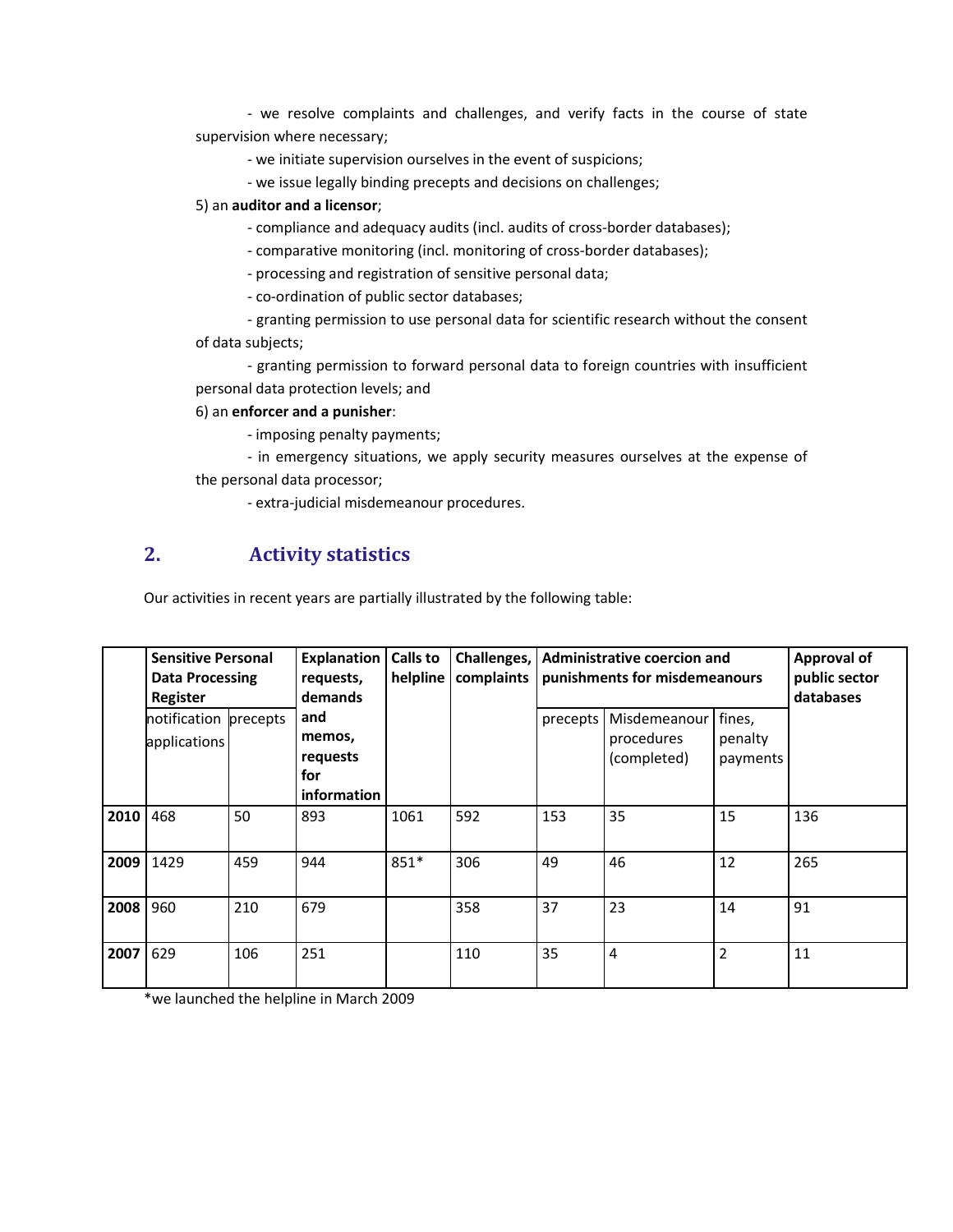- we resolve complaints and challenges, and verify facts in the course of state supervision where necessary;

- we initiate supervision ourselves in the event of suspicions;

- we issue legally binding precepts and decisions on challenges;

5) an **auditor and a licensor**;

- compliance and adequacy audits (incl. audits of cross-border databases);

- comparative monitoring (incl. monitoring of cross-border databases);

- processing and registration of sensitive personal data;

- co-ordination of public sector databases;

- granting permission to use personal data for scientific research without the consent of data subjects;

- granting permission to forward personal data to foreign countries with insufficient personal data protection levels; and

6) an **enforcer and a punisher**:

- imposing penalty payments;

- in emergency situations, we apply security measures ourselves at the expense of the personal data processor;

- extra-judicial misdemeanour procedures.

## 2. Activity statistics

Our activities in recent years are partially illustrated by the following table:

| | **Sensitive Personal Data Processing Register** | | **Explanation requests, demands and memos, requests for information** | **Calls to helpline** | **Challenges, complaints** | **Administrative coercion and punishments for misdemeanours** | | | **Approval of public sector databases** |
|---|---|---|---|---|---|---|---|---|---|
| | notification applications | precepts | | | | precepts | Misdemeanour procedures (completed) | fines, penalty payments | |
| **2010** | 468 | 50 | 893 | 1061 | 592 | 153 | 35 | 15 | 136 |
| **2009** | 1429 | 459 | 944 | 851* | 306 | 49 | 46 | 12 | 265 |
| **2008** | 960 | 210 | 679 | | 358 | 37 | 23 | 14 | 91 |
| **2007** | 629 | 106 | 251 | | 110 | 35 | 4 | 2 | 11 |

*we launched the helpline in March 2009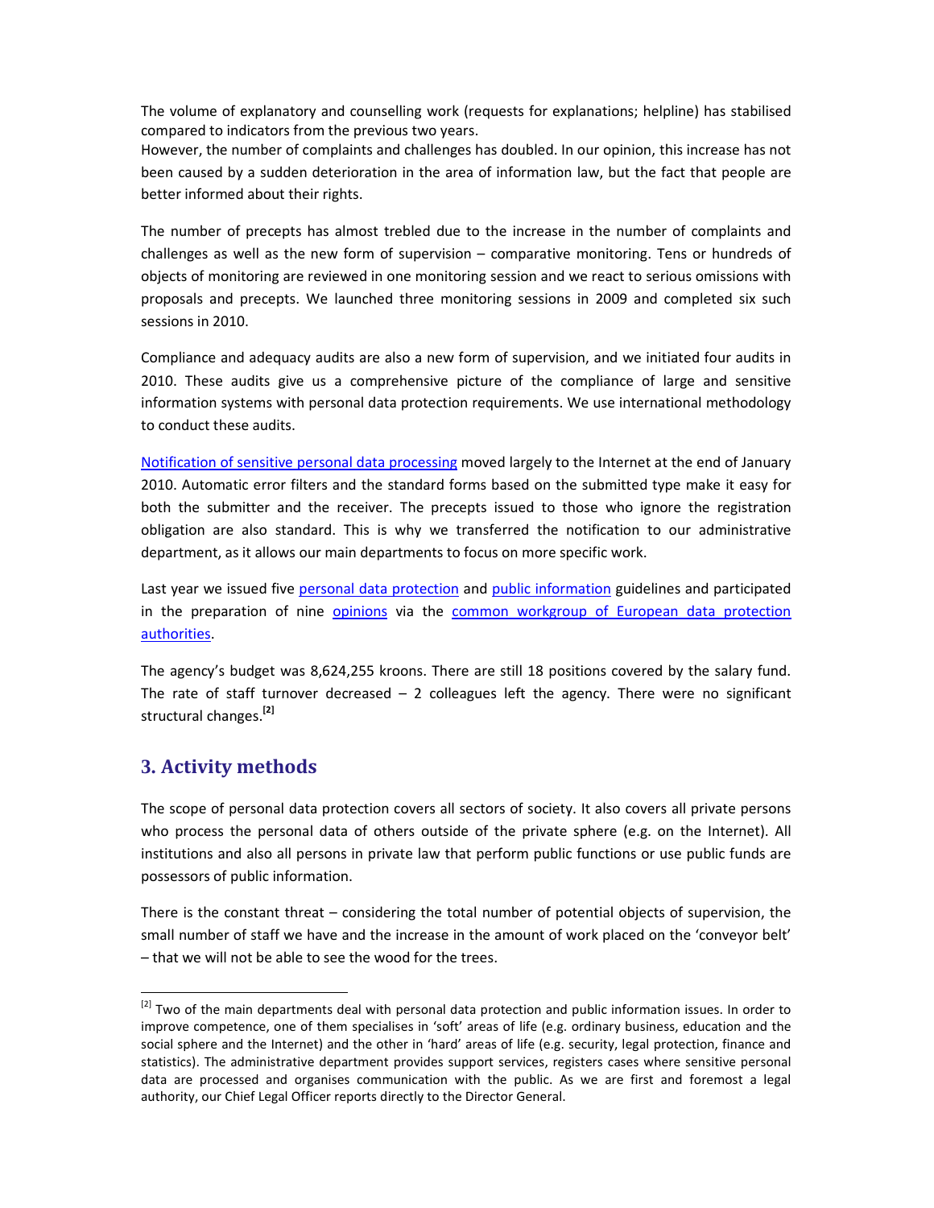The volume of explanatory and counselling work (requests for explanations; helpline) has stabilised compared to indicators from the previous two years.
However, the number of complaints and challenges has doubled. In our opinion, this increase has not been caused by a sudden deterioration in the area of information law, but the fact that people are better informed about their rights.

The number of precepts has almost trebled due to the increase in the number of complaints and challenges as well as the new form of supervision – comparative monitoring. Tens or hundreds of objects of monitoring are reviewed in one monitoring session and we react to serious omissions with proposals and precepts. We launched three monitoring sessions in 2009 and completed six such sessions in 2010.

Compliance and adequacy audits are also a new form of supervision, and we initiated four audits in 2010. These audits give us a comprehensive picture of the compliance of large and sensitive information systems with personal data protection requirements. We use international methodology to conduct these audits.

Notification of sensitive personal data processing moved largely to the Internet at the end of January 2010. Automatic error filters and the standard forms based on the submitted type make it easy for both the submitter and the receiver. The precepts issued to those who ignore the registration obligation are also standard. This is why we transferred the notification to our administrative department, as it allows our main departments to focus on more specific work.

Last year we issued five personal data protection and public information guidelines and participated in the preparation of nine opinions via the common workgroup of European data protection authorities.

The agency's budget was 8,624,255 kroons. There are still 18 positions covered by the salary fund. The rate of staff turnover decreased – 2 colleagues left the agency. There were no significant structural changes.[2]

## 3. Activity methods

The scope of personal data protection covers all sectors of society. It also covers all private persons who process the personal data of others outside of the private sphere (e.g. on the Internet). All institutions and also all persons in private law that perform public functions or use public funds are possessors of public information.

There is the constant threat – considering the total number of potential objects of supervision, the small number of staff we have and the increase in the amount of work placed on the 'conveyor belt' – that we will not be able to see the wood for the trees.

---

[2] Two of the main departments deal with personal data protection and public information issues. In order to improve competence, one of them specialises in 'soft' areas of life (e.g. ordinary business, education and the social sphere and the Internet) and the other in 'hard' areas of life (e.g. security, legal protection, finance and statistics). The administrative department provides support services, registers cases where sensitive personal data are processed and organises communication with the public. As we are first and foremost a legal authority, our Chief Legal Officer reports directly to the Director General.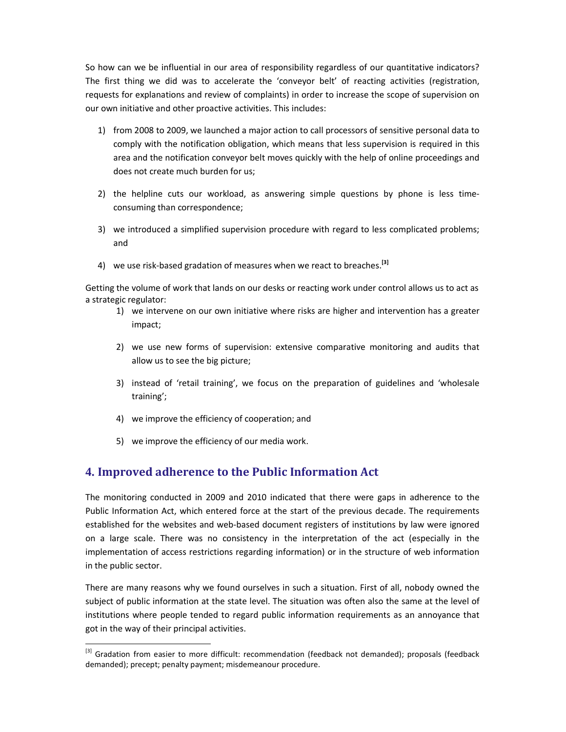So how can we be influential in our area of responsibility regardless of our quantitative indicators? The first thing we did was to accelerate the 'conveyor belt' of reacting activities (registration, requests for explanations and review of complaints) in order to increase the scope of supervision on our own initiative and other proactive activities. This includes:

1) from 2008 to 2009, we launched a major action to call processors of sensitive personal data to comply with the notification obligation, which means that less supervision is required in this area and the notification conveyor belt moves quickly with the help of online proceedings and does not create much burden for us;

2) the helpline cuts our workload, as answering simple questions by phone is less time-consuming than correspondence;

3) we introduced a simplified supervision procedure with regard to less complicated problems; and

4) we use risk-based gradation of measures when we react to breaches.[3]

Getting the volume of work that lands on our desks or reacting work under control allows us to act as a strategic regulator:

1) we intervene on our own initiative where risks are higher and intervention has a greater impact;

2) we use new forms of supervision: extensive comparative monitoring and audits that allow us to see the big picture;

3) instead of 'retail training', we focus on the preparation of guidelines and 'wholesale training';

4) we improve the efficiency of cooperation; and

5) we improve the efficiency of our media work.

## 4. Improved adherence to the Public Information Act

The monitoring conducted in 2009 and 2010 indicated that there were gaps in adherence to the Public Information Act, which entered force at the start of the previous decade. The requirements established for the websites and web-based document registers of institutions by law were ignored on a large scale. There was no consistency in the interpretation of the act (especially in the implementation of access restrictions regarding information) or in the structure of web information in the public sector.

There are many reasons why we found ourselves in such a situation. First of all, nobody owned the subject of public information at the state level. The situation was often also the same at the level of institutions where people tended to regard public information requirements as an annoyance that got in the way of their principal activities.

[3] Gradation from easier to more difficult: recommendation (feedback not demanded); proposals (feedback demanded); precept; penalty payment; misdemeanour procedure.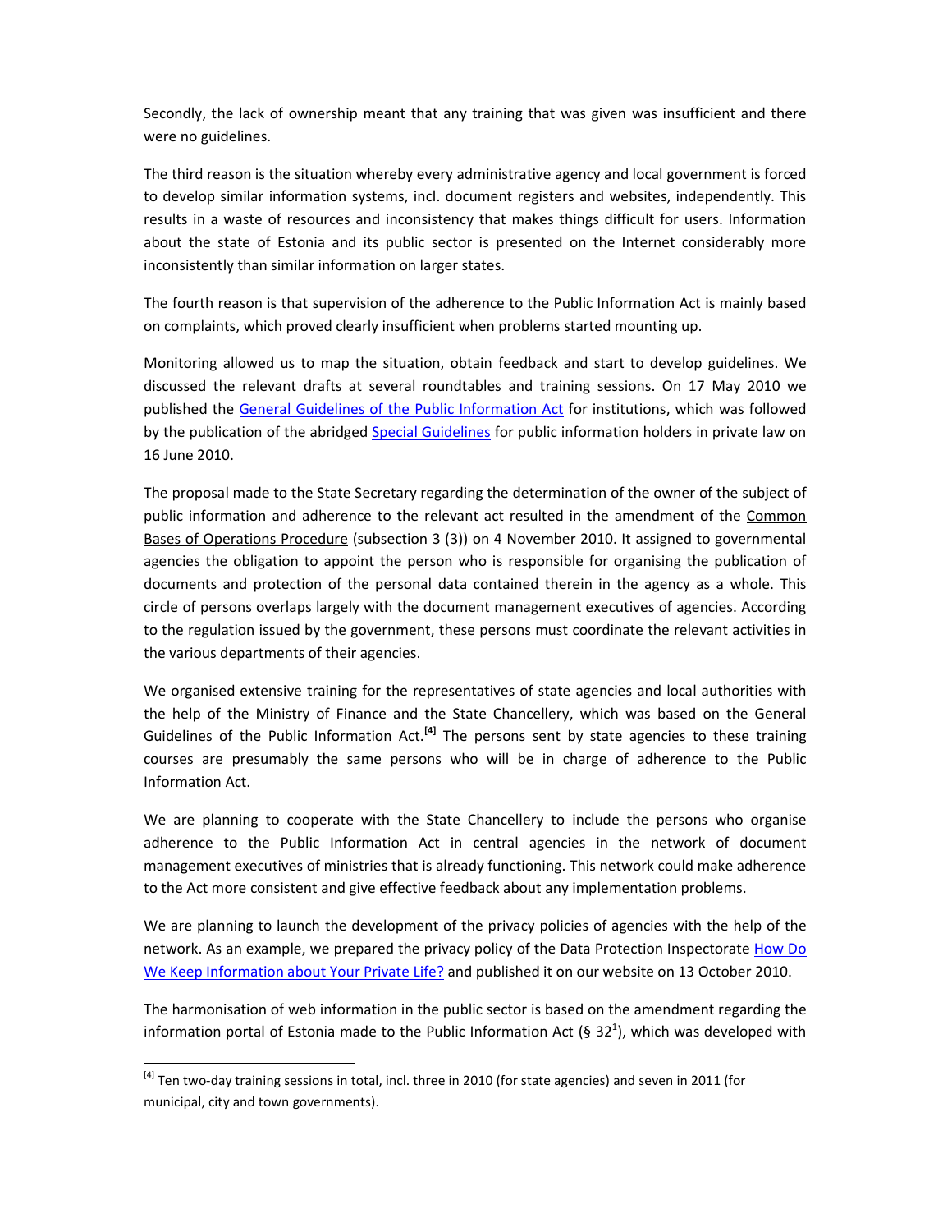Secondly, the lack of ownership meant that any training that was given was insufficient and there were no guidelines.

The third reason is the situation whereby every administrative agency and local government is forced to develop similar information systems, incl. document registers and websites, independently. This results in a waste of resources and inconsistency that makes things difficult for users. Information about the state of Estonia and its public sector is presented on the Internet considerably more inconsistently than similar information on larger states.

The fourth reason is that supervision of the adherence to the Public Information Act is mainly based on complaints, which proved clearly insufficient when problems started mounting up.

Monitoring allowed us to map the situation, obtain feedback and start to develop guidelines. We discussed the relevant drafts at several roundtables and training sessions. On 17 May 2010 we published the General Guidelines of the Public Information Act for institutions, which was followed by the publication of the abridged Special Guidelines for public information holders in private law on 16 June 2010.

The proposal made to the State Secretary regarding the determination of the owner of the subject of public information and adherence to the relevant act resulted in the amendment of the Common Bases of Operations Procedure (subsection 3 (3)) on 4 November 2010. It assigned to governmental agencies the obligation to appoint the person who is responsible for organising the publication of documents and protection of the personal data contained therein in the agency as a whole. This circle of persons overlaps largely with the document management executives of agencies. According to the regulation issued by the government, these persons must coordinate the relevant activities in the various departments of their agencies.

We organised extensive training for the representatives of state agencies and local authorities with the help of the Ministry of Finance and the State Chancellery, which was based on the General Guidelines of the Public Information Act.[4] The persons sent by state agencies to these training courses are presumably the same persons who will be in charge of adherence to the Public Information Act.

We are planning to cooperate with the State Chancellery to include the persons who organise adherence to the Public Information Act in central agencies in the network of document management executives of ministries that is already functioning. This network could make adherence to the Act more consistent and give effective feedback about any implementation problems.

We are planning to launch the development of the privacy policies of agencies with the help of the network. As an example, we prepared the privacy policy of the Data Protection Inspectorate How Do We Keep Information about Your Private Life? and published it on our website on 13 October 2010.

The harmonisation of web information in the public sector is based on the amendment regarding the information portal of Estonia made to the Public Information Act (§ 32[1]), which was developed with

[4] Ten two-day training sessions in total, incl. three in 2010 (for state agencies) and seven in 2011 (for municipal, city and town governments).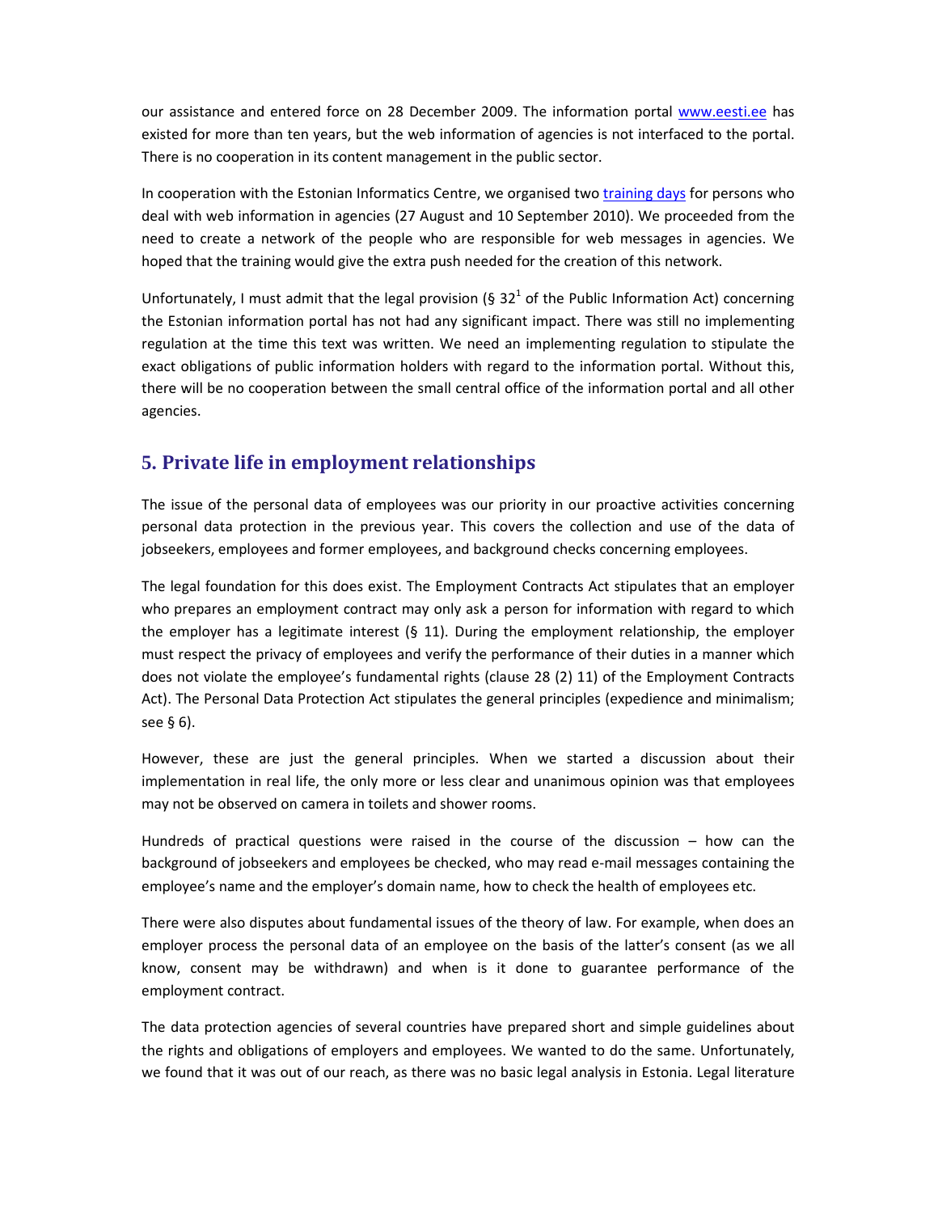our assistance and entered force on 28 December 2009. The information portal www.eesti.ee has existed for more than ten years, but the web information of agencies is not interfaced to the portal. There is no cooperation in its content management in the public sector.

In cooperation with the Estonian Informatics Centre, we organised two training days for persons who deal with web information in agencies (27 August and 10 September 2010). We proceeded from the need to create a network of the people who are responsible for web messages in agencies. We hoped that the training would give the extra push needed for the creation of this network.

Unfortunately, I must admit that the legal provision (§ 32[1] of the Public Information Act) concerning the Estonian information portal has not had any significant impact. There was still no implementing regulation at the time this text was written. We need an implementing regulation to stipulate the exact obligations of public information holders with regard to the information portal. Without this, there will be no cooperation between the small central office of the information portal and all other agencies.

## 5. Private life in employment relationships

The issue of the personal data of employees was our priority in our proactive activities concerning personal data protection in the previous year. This covers the collection and use of the data of jobseekers, employees and former employees, and background checks concerning employees.

The legal foundation for this does exist. The Employment Contracts Act stipulates that an employer who prepares an employment contract may only ask a person for information with regard to which the employer has a legitimate interest (§ 11). During the employment relationship, the employer must respect the privacy of employees and verify the performance of their duties in a manner which does not violate the employee's fundamental rights (clause 28 (2) 11) of the Employment Contracts Act). The Personal Data Protection Act stipulates the general principles (expedience and minimalism; see § 6).

However, these are just the general principles. When we started a discussion about their implementation in real life, the only more or less clear and unanimous opinion was that employees may not be observed on camera in toilets and shower rooms.

Hundreds of practical questions were raised in the course of the discussion – how can the background of jobseekers and employees be checked, who may read e-mail messages containing the employee's name and the employer's domain name, how to check the health of employees etc.

There were also disputes about fundamental issues of the theory of law. For example, when does an employer process the personal data of an employee on the basis of the latter's consent (as we all know, consent may be withdrawn) and when is it done to guarantee performance of the employment contract.

The data protection agencies of several countries have prepared short and simple guidelines about the rights and obligations of employers and employees. We wanted to do the same. Unfortunately, we found that it was out of our reach, as there was no basic legal analysis in Estonia. Legal literature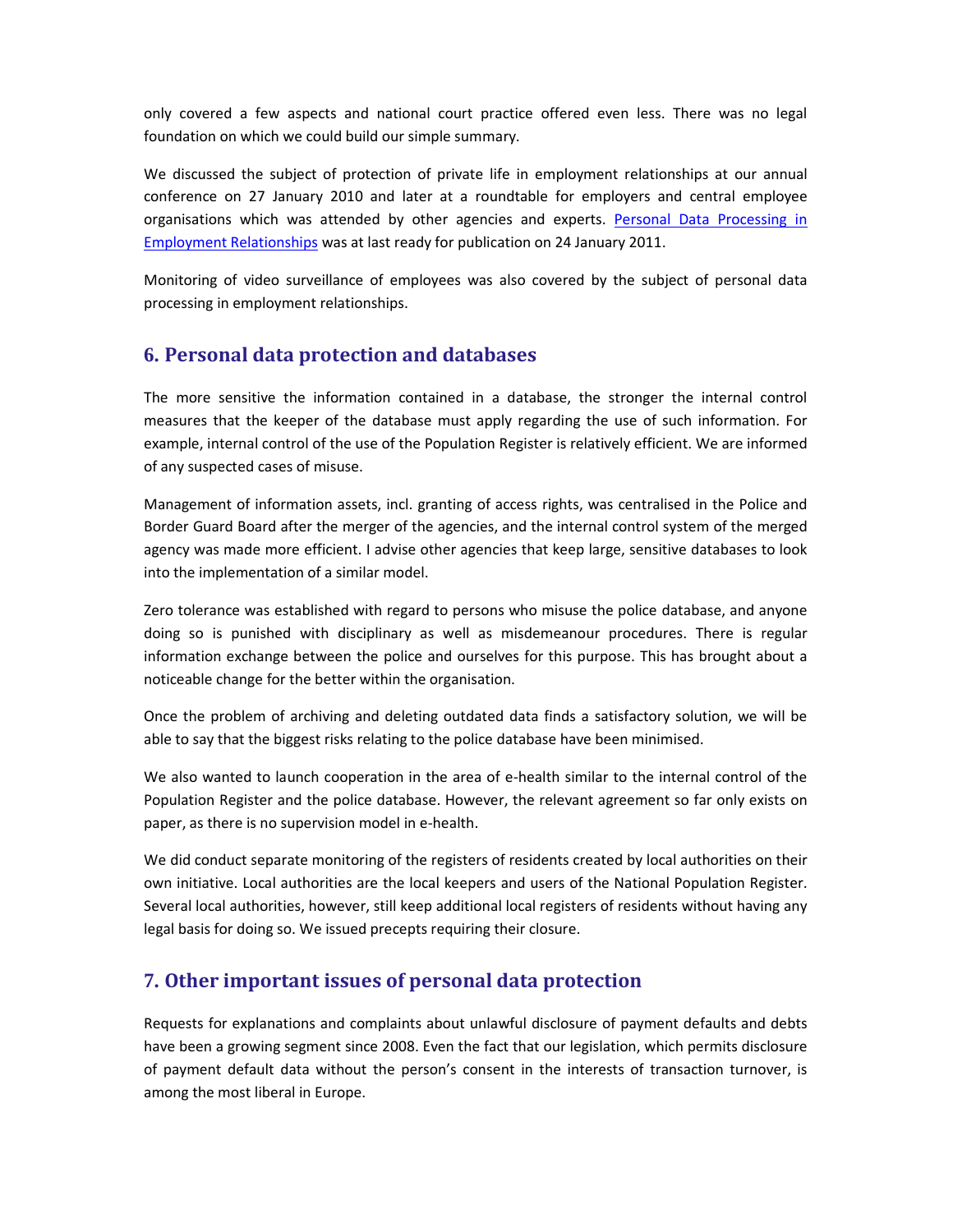only covered a few aspects and national court practice offered even less. There was no legal foundation on which we could build our simple summary.

We discussed the subject of protection of private life in employment relationships at our annual conference on 27 January 2010 and later at a roundtable for employers and central employee organisations which was attended by other agencies and experts. [Personal Data Processing in Employment Relationships] was at last ready for publication on 24 January 2011.

Monitoring of video surveillance of employees was also covered by the subject of personal data processing in employment relationships.

## 6. Personal data protection and databases

The more sensitive the information contained in a database, the stronger the internal control measures that the keeper of the database must apply regarding the use of such information. For example, internal control of the use of the Population Register is relatively efficient. We are informed of any suspected cases of misuse.

Management of information assets, incl. granting of access rights, was centralised in the Police and Border Guard Board after the merger of the agencies, and the internal control system of the merged agency was made more efficient. I advise other agencies that keep large, sensitive databases to look into the implementation of a similar model.

Zero tolerance was established with regard to persons who misuse the police database, and anyone doing so is punished with disciplinary as well as misdemeanour procedures. There is regular information exchange between the police and ourselves for this purpose. This has brought about a noticeable change for the better within the organisation.

Once the problem of archiving and deleting outdated data finds a satisfactory solution, we will be able to say that the biggest risks relating to the police database have been minimised.

We also wanted to launch cooperation in the area of e-health similar to the internal control of the Population Register and the police database. However, the relevant agreement so far only exists on paper, as there is no supervision model in e-health.

We did conduct separate monitoring of the registers of residents created by local authorities on their own initiative. Local authorities are the local keepers and users of the National Population Register. Several local authorities, however, still keep additional local registers of residents without having any legal basis for doing so. We issued precepts requiring their closure.

## 7. Other important issues of personal data protection

Requests for explanations and complaints about unlawful disclosure of payment defaults and debts have been a growing segment since 2008. Even the fact that our legislation, which permits disclosure of payment default data without the person's consent in the interests of transaction turnover, is among the most liberal in Europe.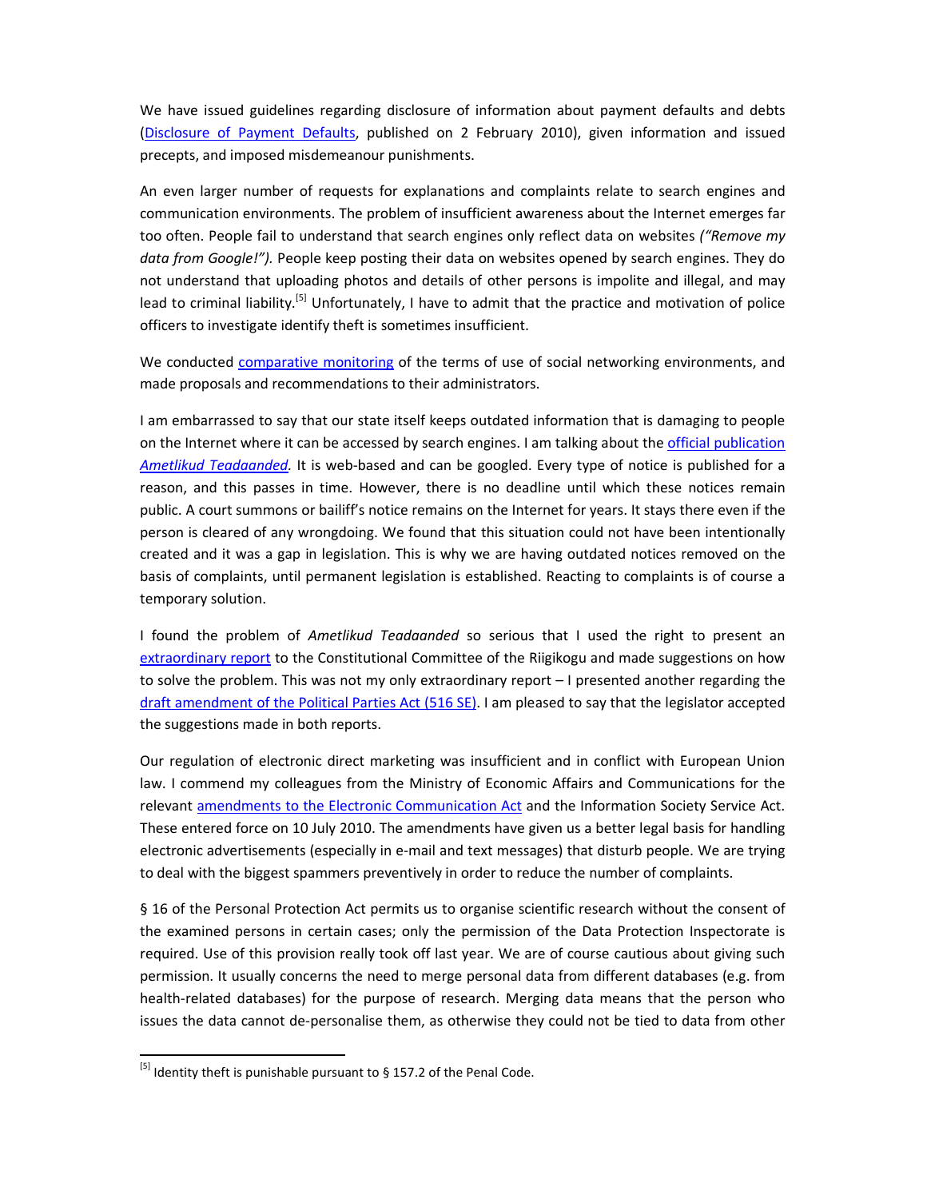We have issued guidelines regarding disclosure of information about payment defaults and debts (Disclosure of Payment Defaults, published on 2 February 2010), given information and issued precepts, and imposed misdemeanour punishments.

An even larger number of requests for explanations and complaints relate to search engines and communication environments. The problem of insufficient awareness about the Internet emerges far too often. People fail to understand that search engines only reflect data on websites *("Remove my data from Google!").* People keep posting their data on websites opened by search engines. They do not understand that uploading photos and details of other persons is impolite and illegal, and may lead to criminal liability.[5] Unfortunately, I have to admit that the practice and motivation of police officers to investigate identify theft is sometimes insufficient.

We conducted comparative monitoring of the terms of use of social networking environments, and made proposals and recommendations to their administrators.

I am embarrassed to say that our state itself keeps outdated information that is damaging to people on the Internet where it can be accessed by search engines. I am talking about the official publication *Ametlikud Teadaanded*. It is web-based and can be googled. Every type of notice is published for a reason, and this passes in time. However, there is no deadline until which these notices remain public. A court summons or bailiff's notice remains on the Internet for years. It stays there even if the person is cleared of any wrongdoing. We found that this situation could not have been intentionally created and it was a gap in legislation. This is why we are having outdated notices removed on the basis of complaints, until permanent legislation is established. Reacting to complaints is of course a temporary solution.

I found the problem of *Ametlikud Teadaanded* so serious that I used the right to present an extraordinary report to the Constitutional Committee of the Riigikogu and made suggestions on how to solve the problem. This was not my only extraordinary report – I presented another regarding the draft amendment of the Political Parties Act (516 SE). I am pleased to say that the legislator accepted the suggestions made in both reports.

Our regulation of electronic direct marketing was insufficient and in conflict with European Union law. I commend my colleagues from the Ministry of Economic Affairs and Communications for the relevant amendments to the Electronic Communication Act and the Information Society Service Act. These entered force on 10 July 2010. The amendments have given us a better legal basis for handling electronic advertisements (especially in e-mail and text messages) that disturb people. We are trying to deal with the biggest spammers preventively in order to reduce the number of complaints.

§ 16 of the Personal Protection Act permits us to organise scientific research without the consent of the examined persons in certain cases; only the permission of the Data Protection Inspectorate is required. Use of this provision really took off last year. We are of course cautious about giving such permission. It usually concerns the need to merge personal data from different databases (e.g. from health-related databases) for the purpose of research. Merging data means that the person who issues the data cannot de-personalise them, as otherwise they could not be tied to data from other

[5] Identity theft is punishable pursuant to § 157.2 of the Penal Code.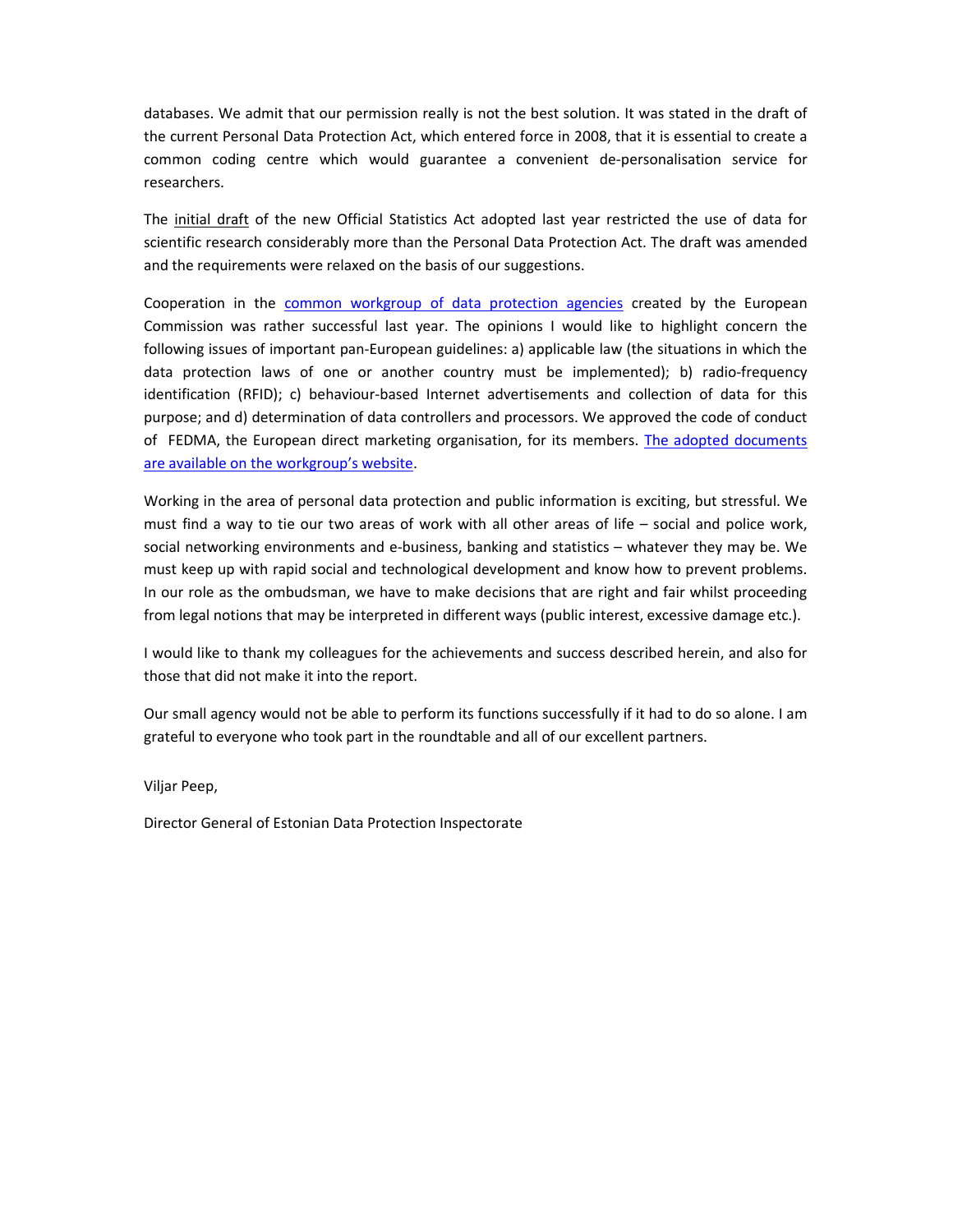databases. We admit that our permission really is not the best solution. It was stated in the draft of the current Personal Data Protection Act, which entered force in 2008, that it is essential to create a common coding centre which would guarantee a convenient de-personalisation service for researchers.

The initial draft of the new Official Statistics Act adopted last year restricted the use of data for scientific research considerably more than the Personal Data Protection Act. The draft was amended and the requirements were relaxed on the basis of our suggestions.

Cooperation in the common workgroup of data protection agencies created by the European Commission was rather successful last year. The opinions I would like to highlight concern the following issues of important pan-European guidelines: a) applicable law (the situations in which the data protection laws of one or another country must be implemented); b) radio-frequency identification (RFID); c) behaviour-based Internet advertisements and collection of data for this purpose; and d) determination of data controllers and processors. We approved the code of conduct of FEDMA, the European direct marketing organisation, for its members. The adopted documents are available on the workgroup's website.

Working in the area of personal data protection and public information is exciting, but stressful. We must find a way to tie our two areas of work with all other areas of life – social and police work, social networking environments and e-business, banking and statistics – whatever they may be. We must keep up with rapid social and technological development and know how to prevent problems. In our role as the ombudsman, we have to make decisions that are right and fair whilst proceeding from legal notions that may be interpreted in different ways (public interest, excessive damage etc.).

I would like to thank my colleagues for the achievements and success described herein, and also for those that did not make it into the report.

Our small agency would not be able to perform its functions successfully if it had to do so alone. I am grateful to everyone who took part in the roundtable and all of our excellent partners.

Viljar Peep,

Director General of Estonian Data Protection Inspectorate